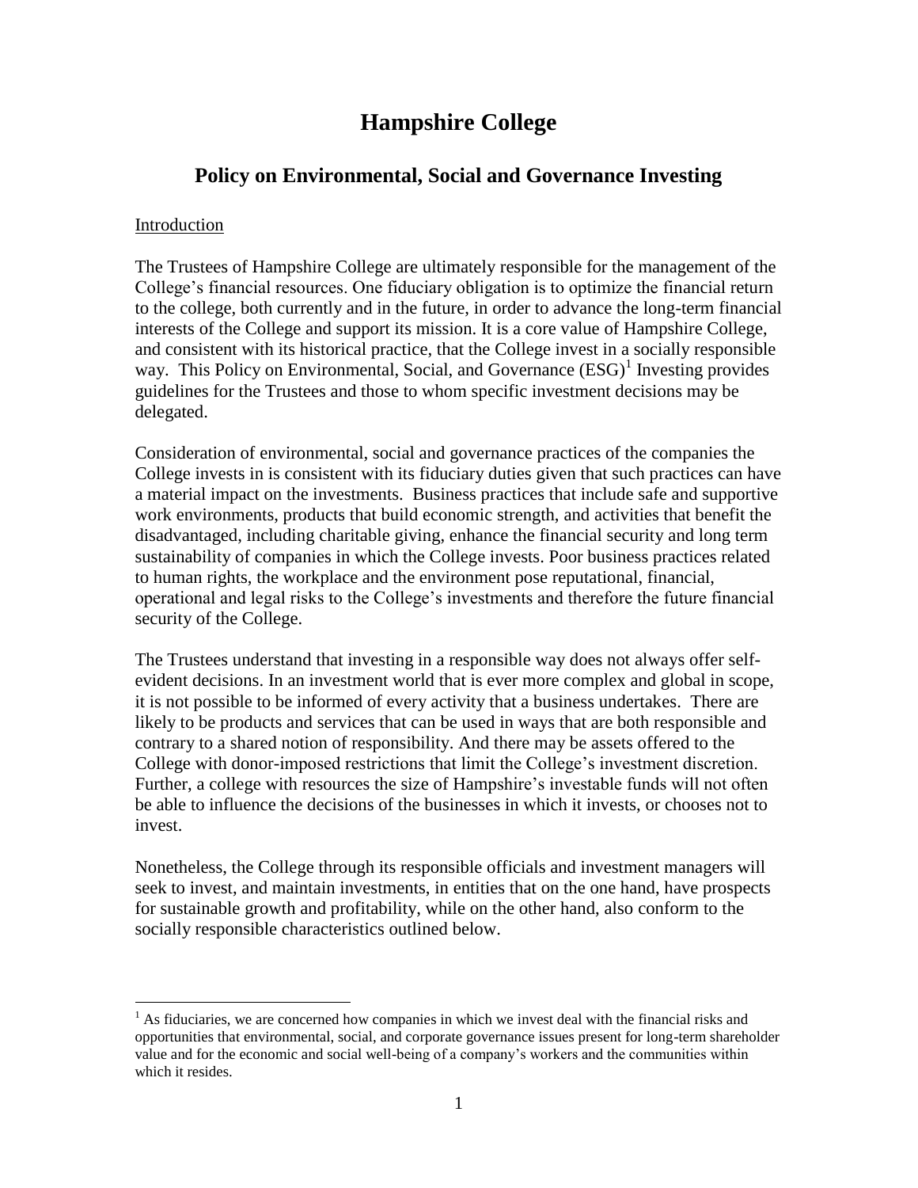# Hampshire College

## Policy on Environmental, Social and Governance Investing

Introduction

The Trustees of Hampshire College are ultimately responsible for the management of the College's financial resources. One fiduciary obligation is to optimize the financial return to the college, both currently and in the future, in order to advance the long-term financial interests of the College and support its mission. It is a core value of Hampshire College, and consistent with its historical practice, that the College invest in a socially responsible way. This Policy on Environmental, Social, and Governance (ESG)[1] Investing provides guidelines for the Trustees and those to whom specific investment decisions may be delegated.

Consideration of environmental, social and governance practices of the companies the College invests in is consistent with its fiduciary duties given that such practices can have a material impact on the investments. Business practices that include safe and supportive work environments, products that build economic strength, and activities that benefit the disadvantaged, including charitable giving, enhance the financial security and long term sustainability of companies in which the College invests. Poor business practices related to human rights, the workplace and the environment pose reputational, financial, operational and legal risks to the College's investments and therefore the future financial security of the College.

The Trustees understand that investing in a responsible way does not always offer self-evident decisions. In an investment world that is ever more complex and global in scope, it is not possible to be informed of every activity that a business undertakes. There are likely to be products and services that can be used in ways that are both responsible and contrary to a shared notion of responsibility. And there may be assets offered to the College with donor-imposed restrictions that limit the College's investment discretion. Further, a college with resources the size of Hampshire's investable funds will not often be able to influence the decisions of the businesses in which it invests, or chooses not to invest.

Nonetheless, the College through its responsible officials and investment managers will seek to invest, and maintain investments, in entities that on the one hand, have prospects for sustainable growth and profitability, while on the other hand, also conform to the socially responsible characteristics outlined below.

[1] As fiduciaries, we are concerned how companies in which we invest deal with the financial risks and opportunities that environmental, social, and corporate governance issues present for long-term shareholder value and for the economic and social well-being of a company's workers and the communities within which it resides.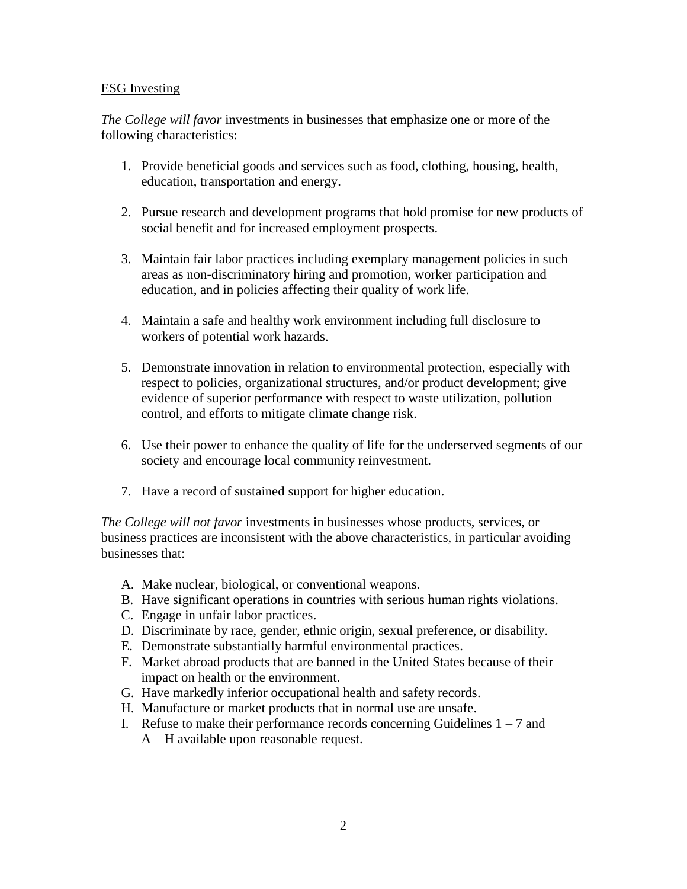## ESG Investing

*The College will favor* investments in businesses that emphasize one or more of the following characteristics:

1. Provide beneficial goods and services such as food, clothing, housing, health, education, transportation and energy.

2. Pursue research and development programs that hold promise for new products of social benefit and for increased employment prospects.

3. Maintain fair labor practices including exemplary management policies in such areas as non-discriminatory hiring and promotion, worker participation and education, and in policies affecting their quality of work life.

4. Maintain a safe and healthy work environment including full disclosure to workers of potential work hazards.

5. Demonstrate innovation in relation to environmental protection, especially with respect to policies, organizational structures, and/or product development; give evidence of superior performance with respect to waste utilization, pollution control, and efforts to mitigate climate change risk.

6. Use their power to enhance the quality of life for the underserved segments of our society and encourage local community reinvestment.

7. Have a record of sustained support for higher education.

*The College will not favor* investments in businesses whose products, services, or business practices are inconsistent with the above characteristics, in particular avoiding businesses that:

A. Make nuclear, biological, or conventional weapons.
B. Have significant operations in countries with serious human rights violations.
C. Engage in unfair labor practices.
D. Discriminate by race, gender, ethnic origin, sexual preference, or disability.
E. Demonstrate substantially harmful environmental practices.
F. Market abroad products that are banned in the United States because of their impact on health or the environment.
G. Have markedly inferior occupational health and safety records.
H. Manufacture or market products that in normal use are unsafe.
I. Refuse to make their performance records concerning Guidelines 1 – 7 and A – H available upon reasonable request.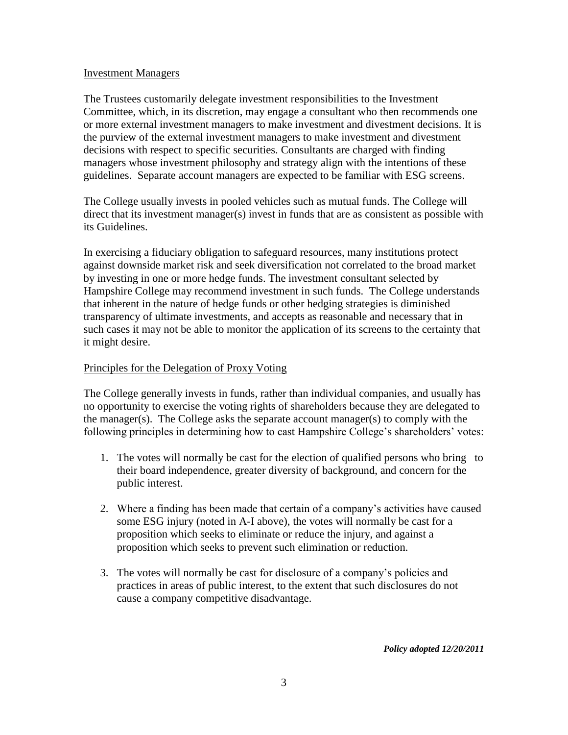Investment Managers

The Trustees customarily delegate investment responsibilities to the Investment Committee, which, in its discretion, may engage a consultant who then recommends one or more external investment managers to make investment and divestment decisions. It is the purview of the external investment managers to make investment and divestment decisions with respect to specific securities. Consultants are charged with finding managers whose investment philosophy and strategy align with the intentions of these guidelines. Separate account managers are expected to be familiar with ESG screens.

The College usually invests in pooled vehicles such as mutual funds. The College will direct that its investment manager(s) invest in funds that are as consistent as possible with its Guidelines.

In exercising a fiduciary obligation to safeguard resources, many institutions protect against downside market risk and seek diversification not correlated to the broad market by investing in one or more hedge funds. The investment consultant selected by Hampshire College may recommend investment in such funds. The College understands that inherent in the nature of hedge funds or other hedging strategies is diminished transparency of ultimate investments, and accepts as reasonable and necessary that in such cases it may not be able to monitor the application of its screens to the certainty that it might desire.

Principles for the Delegation of Proxy Voting

The College generally invests in funds, rather than individual companies, and usually has no opportunity to exercise the voting rights of shareholders because they are delegated to the manager(s). The College asks the separate account manager(s) to comply with the following principles in determining how to cast Hampshire College's shareholders' votes:

1. The votes will normally be cast for the election of qualified persons who bring to their board independence, greater diversity of background, and concern for the public interest.

2. Where a finding has been made that certain of a company's activities have caused some ESG injury (noted in A-I above), the votes will normally be cast for a proposition which seeks to eliminate or reduce the injury, and against a proposition which seeks to prevent such elimination or reduction.

3. The votes will normally be cast for disclosure of a company's policies and practices in areas of public interest, to the extent that such disclosures do not cause a company competitive disadvantage.

***Policy adopted 12/20/2011***